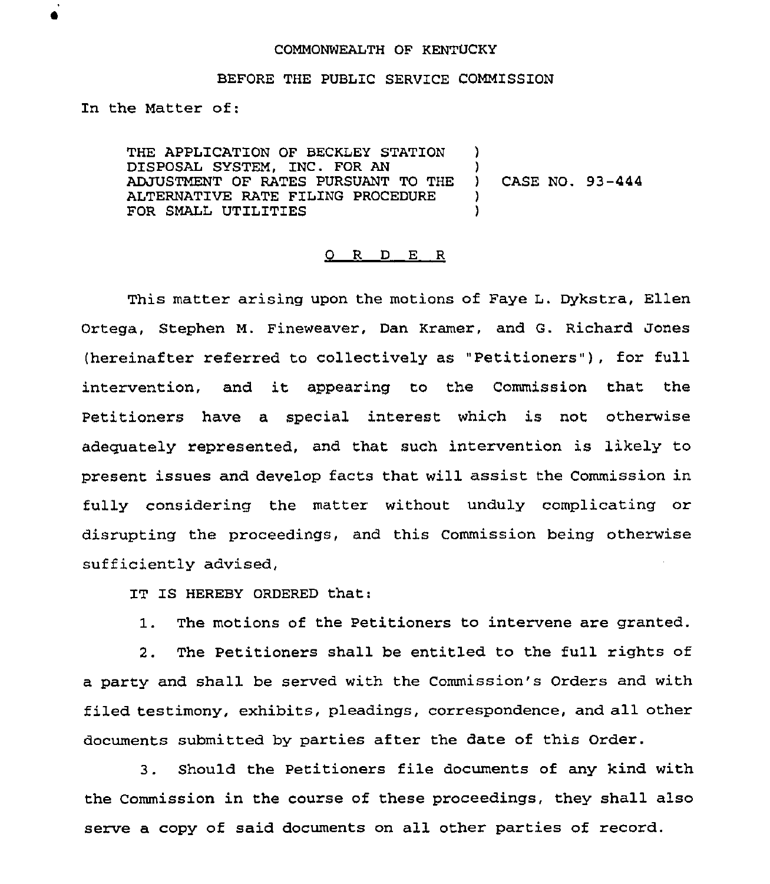COMMONWEALTH OF KENTUCKY

BEFORE THE PUBLIC SERVICE COMMISSION

In the Matter of:

| | | |
|---|---|---|
| THE APPLICATION OF BECKLEY STATION DISPOSAL SYSTEM, INC. FOR AN ADJUSTMENT OF RATES PURSUANT TO THE ALTERNATIVE RATE FILING PROCEDURE FOR SMALL UTILITIES | ) | CASE NO. 93-444 |

O R D E R

This matter arising upon the motions of Faye L. Dykstra, Ellen Ortega, Stephen M. Fineweaver, Dan Kramer, and G. Richard Jones (hereinafter referred to collectively as "Petitioners"), for full intervention, and it appearing to the Commission that the Petitioners have a special interest which is not otherwise adequately represented, and that such intervention is likely to present issues and develop facts that will assist the Commission in fully considering the matter without unduly complicating or disrupting the proceedings, and this Commission being otherwise sufficiently advised,

IT IS HEREBY ORDERED that:

1. The motions of the Petitioners to intervene are granted.

2. The Petitioners shall be entitled to the full rights of a party and shall be served with the Commission's Orders and with filed testimony, exhibits, pleadings, correspondence, and all other documents submitted by parties after the date of this Order.

3. Should the Petitioners file documents of any kind with the Commission in the course of these proceedings, they shall also serve a copy of said documents on all other parties of record.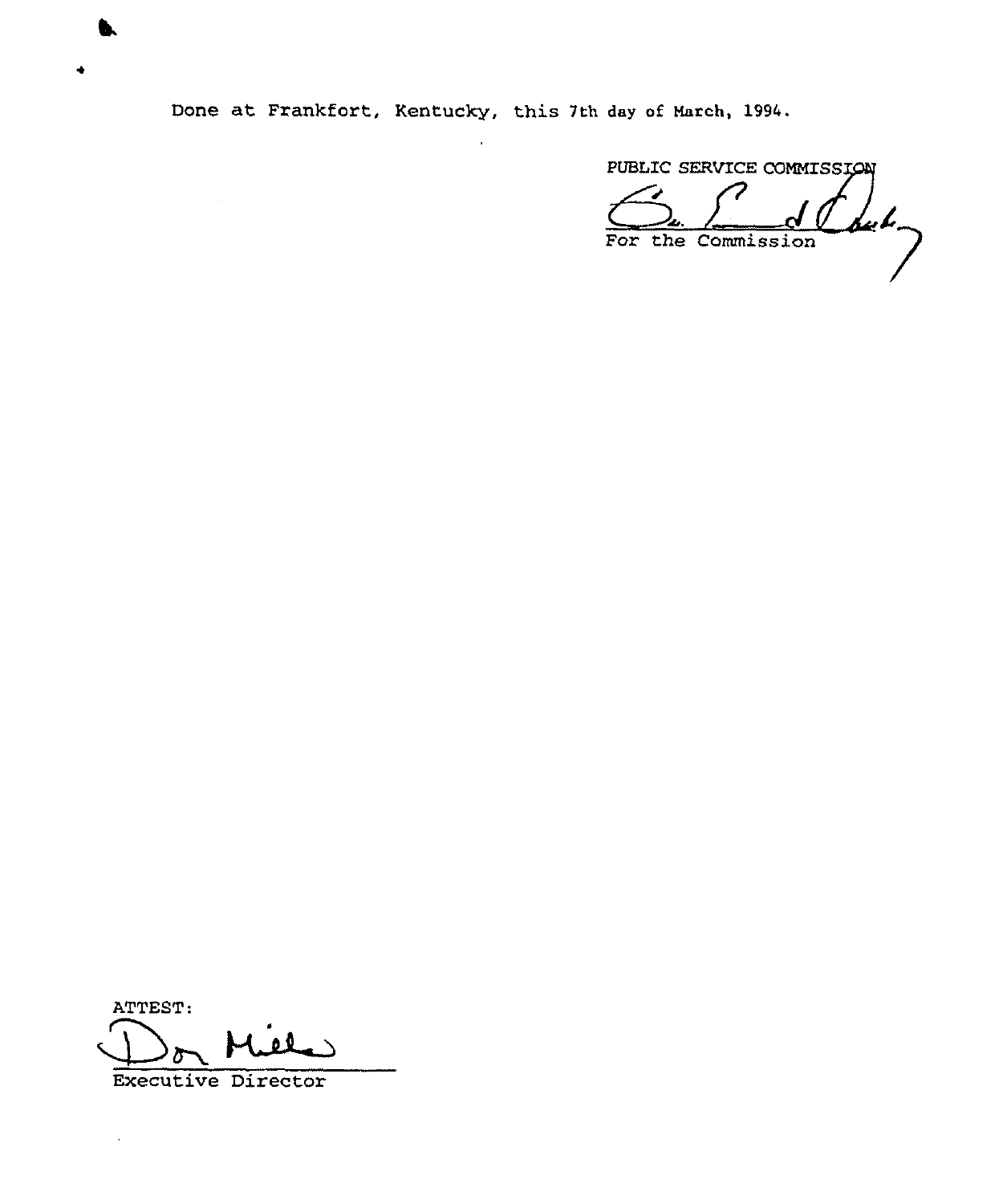Done at Frankfort, Kentucky, this 7th day of March, 1994.

PUBLIC SERVICE COMMISSION

For the Commission

ATTEST:

Executive Director